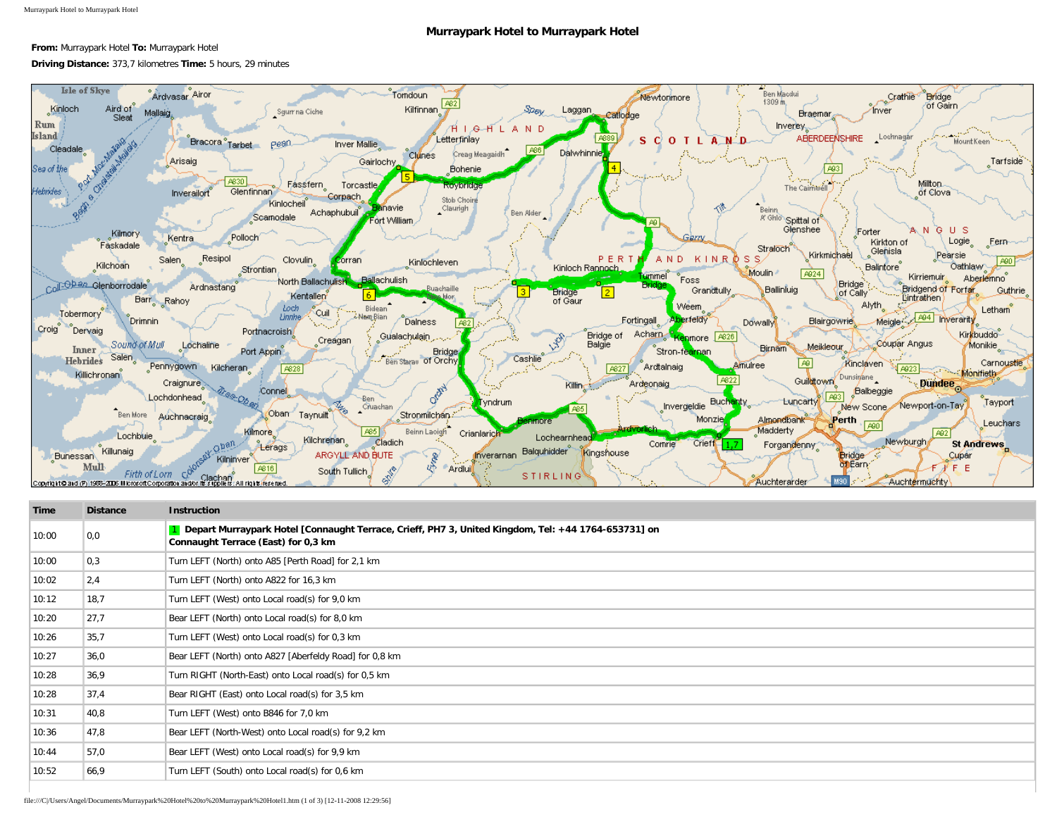# Murraypark Hotel to Murraypark Hotel

**From:** Murraypark Hotel **To:** Murraypark Hotel

**Driving Distance:** 373,7 kilometres **Time:** 5 hours, 29 minutes

| Time | Distance | Instruction |
|---|---|---|
| 10:00 | 0,0 | **1 Depart Murraypark Hotel [Connaught Terrace, Crieff, PH7 3, United Kingdom, Tel: +44 1764-653731] on Connaught Terrace (East) for 0,3 km** |
| 10:00 | 0,3 | Turn LEFT (North) onto A85 [Perth Road] for 2,1 km |
| 10:02 | 2,4 | Turn LEFT (North) onto A822 for 16,3 km |
| 10:12 | 18,7 | Turn LEFT (West) onto Local road(s) for 9,0 km |
| 10:20 | 27,7 | Bear LEFT (North) onto Local road(s) for 8,0 km |
| 10:26 | 35,7 | Turn LEFT (West) onto Local road(s) for 0,3 km |
| 10:27 | 36,0 | Bear LEFT (North) onto A827 [Aberfeldy Road] for 0,8 km |
| 10:28 | 36,9 | Turn RIGHT (North-East) onto Local road(s) for 0,5 km |
| 10:28 | 37,4 | Bear RIGHT (East) onto Local road(s) for 3,5 km |
| 10:31 | 40,8 | Turn LEFT (West) onto B846 for 7,0 km |
| 10:36 | 47,8 | Bear LEFT (North-West) onto Local road(s) for 9,2 km |
| 10:44 | 57,0 | Bear LEFT (West) onto Local road(s) for 9,9 km |
| 10:52 | 66,9 | Turn LEFT (South) onto Local road(s) for 0,6 km |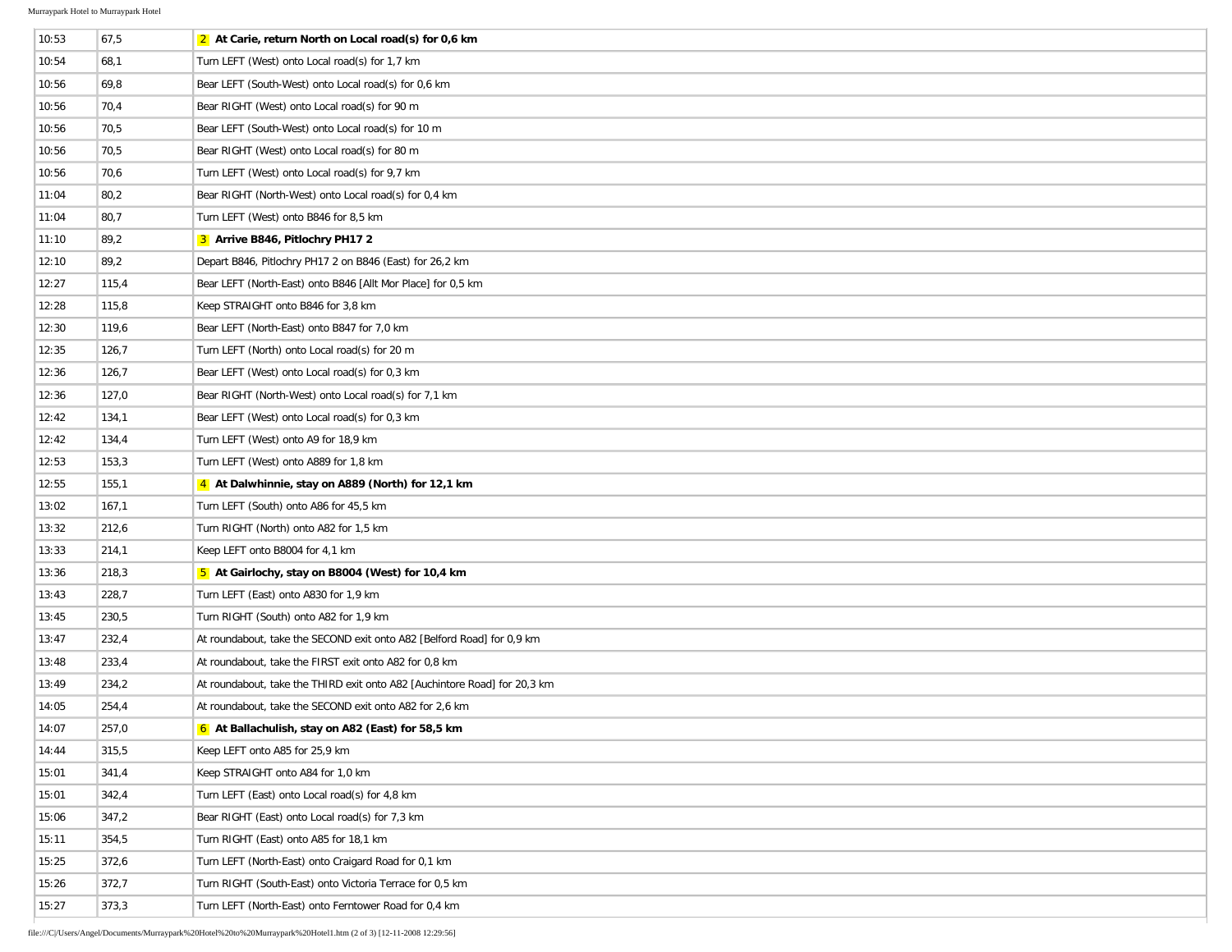| | | |
|---|---|---|
| 10:53 | 67,5 | **2 At Carie, return North on Local road(s) for 0,6 km** |
| 10:54 | 68,1 | Turn LEFT (West) onto Local road(s) for 1,7 km |
| 10:56 | 69,8 | Bear LEFT (South-West) onto Local road(s) for 0,6 km |
| 10:56 | 70,4 | Bear RIGHT (West) onto Local road(s) for 90 m |
| 10:56 | 70,5 | Bear LEFT (South-West) onto Local road(s) for 10 m |
| 10:56 | 70,5 | Bear RIGHT (West) onto Local road(s) for 80 m |
| 10:56 | 70,6 | Turn LEFT (West) onto Local road(s) for 9,7 km |
| 11:04 | 80,2 | Bear RIGHT (North-West) onto Local road(s) for 0,4 km |
| 11:04 | 80,7 | Turn LEFT (West) onto B846 for 8,5 km |
| 11:10 | 89,2 | **3 Arrive B846, Pitlochry PH17 2** |
| 12:10 | 89,2 | Depart B846, Pitlochry PH17 2 on B846 (East) for 26,2 km |
| 12:27 | 115,4 | Bear LEFT (North-East) onto B846 [Allt Mor Place] for 0,5 km |
| 12:28 | 115,8 | Keep STRAIGHT onto B846 for 3,8 km |
| 12:30 | 119,6 | Bear LEFT (North-East) onto B847 for 7,0 km |
| 12:35 | 126,7 | Turn LEFT (North) onto Local road(s) for 20 m |
| 12:36 | 126,7 | Bear LEFT (West) onto Local road(s) for 0,3 km |
| 12:36 | 127,0 | Bear RIGHT (North-West) onto Local road(s) for 7,1 km |
| 12:42 | 134,1 | Bear LEFT (West) onto Local road(s) for 0,3 km |
| 12:42 | 134,4 | Turn LEFT (West) onto A9 for 18,9 km |
| 12:53 | 153,3 | Turn LEFT (West) onto A889 for 1,8 km |
| 12:55 | 155,1 | **4 At Dalwhinnie, stay on A889 (North) for 12,1 km** |
| 13:02 | 167,1 | Turn LEFT (South) onto A86 for 45,5 km |
| 13:32 | 212,6 | Turn RIGHT (North) onto A82 for 1,5 km |
| 13:33 | 214,1 | Keep LEFT onto B8004 for 4,1 km |
| 13:36 | 218,3 | **5 At Gairlochy, stay on B8004 (West) for 10,4 km** |
| 13:43 | 228,7 | Turn LEFT (East) onto A830 for 1,9 km |
| 13:45 | 230,5 | Turn RIGHT (South) onto A82 for 1,9 km |
| 13:47 | 232,4 | At roundabout, take the SECOND exit onto A82 [Belford Road] for 0,9 km |
| 13:48 | 233,4 | At roundabout, take the FIRST exit onto A82 for 0,8 km |
| 13:49 | 234,2 | At roundabout, take the THIRD exit onto A82 [Auchintore Road] for 20,3 km |
| 14:05 | 254,4 | At roundabout, take the SECOND exit onto A82 for 2,6 km |
| 14:07 | 257,0 | **6 At Ballachulish, stay on A82 (East) for 58,5 km** |
| 14:44 | 315,5 | Keep LEFT onto A85 for 25,9 km |
| 15:01 | 341,4 | Keep STRAIGHT onto A84 for 1,0 km |
| 15:01 | 342,4 | Turn LEFT (East) onto Local road(s) for 4,8 km |
| 15:06 | 347,2 | Bear RIGHT (East) onto Local road(s) for 7,3 km |
| 15:11 | 354,5 | Turn RIGHT (East) onto A85 for 18,1 km |
| 15:25 | 372,6 | Turn LEFT (North-East) onto Craigard Road for 0,1 km |
| 15:26 | 372,7 | Turn RIGHT (South-East) onto Victoria Terrace for 0,5 km |
| 15:27 | 373,3 | Turn LEFT (North-East) onto Ferntower Road for 0,4 km |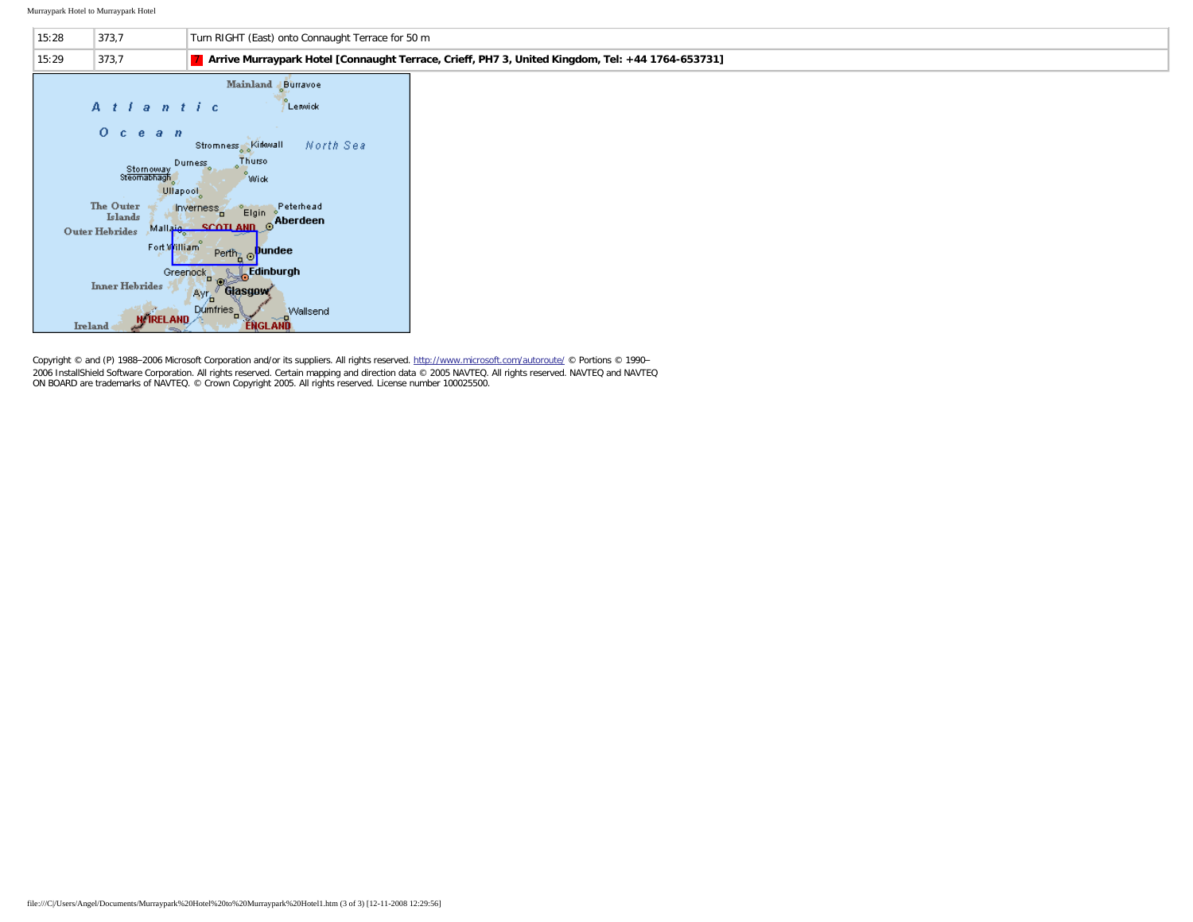| | | |
|---|---|---|
| 15:28 | 373,7 | Turn RIGHT (East) onto Connaught Terrace for 50 m |
| 15:29 | 373,7 | **Arrive Murraypark Hotel [Connaught Terrace, Crieff, PH7 3, United Kingdom, Tel: +44 1764-653731]** |

Mainland
Burravoe
Atlantic
Lerwick
Ocean
Stromness
Kirkwall
North Sea
Durness
Thurso
Stornoway
Steornabhagh
Wick
Ullapool
The Outer Islands
Inverness
Elgin
Peterhead
Aberdeen
Outer Hebrides
Mallaig
SCOTLAND
Fort William
Perth
Dundee
Greenock
Edinburgh
Inner Hebrides
Ayr
Glasgow
Dumfries
Wallsend
N. IRELAND
Ireland
ENGLAND

Copyright © and (P) 1988–2006 Microsoft Corporation and/or its suppliers. All rights reserved. http://www.microsoft.com/autoroute/ © Portions © 1990–2006 InstallShield Software Corporation. All rights reserved. Certain mapping and direction data © 2005 NAVTEQ. All rights reserved. NAVTEQ and NAVTEQ ON BOARD are trademarks of NAVTEQ. © Crown Copyright 2005. All rights reserved. License number 100025500.